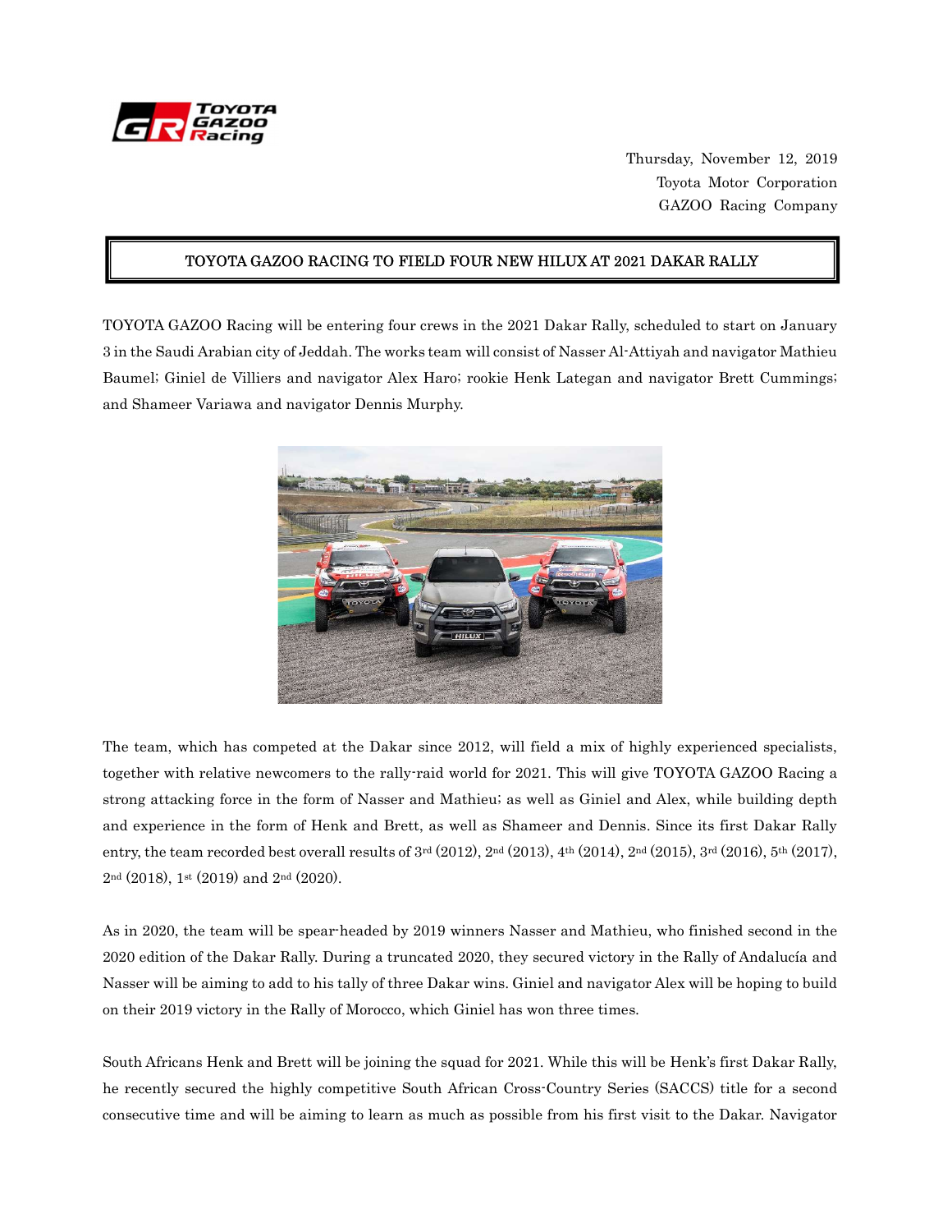Thursday, November 12, 2019
Toyota Motor Corporation
GAZOO Racing Company

# TOYOTA GAZOO RACING TO FIELD FOUR NEW HILUX AT 2021 DAKAR RALLY

TOYOTA GAZOO Racing will be entering four crews in the 2021 Dakar Rally, scheduled to start on January 3 in the Saudi Arabian city of Jeddah. The works team will consist of Nasser Al-Attiyah and navigator Mathieu Baumel; Giniel de Villiers and navigator Alex Haro; rookie Henk Lategan and navigator Brett Cummings; and Shameer Variawa and navigator Dennis Murphy.

The team, which has competed at the Dakar since 2012, will field a mix of highly experienced specialists, together with relative newcomers to the rally-raid world for 2021. This will give TOYOTA GAZOO Racing a strong attacking force in the form of Nasser and Mathieu; as well as Giniel and Alex, while building depth and experience in the form of Henk and Brett, as well as Shameer and Dennis. Since its first Dakar Rally entry, the team recorded best overall results of 3rd (2012), 2nd (2013), 4th (2014), 2nd (2015), 3rd (2016), 5th (2017), 2nd (2018), 1st (2019) and 2nd (2020).

As in 2020, the team will be spear-headed by 2019 winners Nasser and Mathieu, who finished second in the 2020 edition of the Dakar Rally. During a truncated 2020, they secured victory in the Rally of Andalucía and Nasser will be aiming to add to his tally of three Dakar wins. Giniel and navigator Alex will be hoping to build on their 2019 victory in the Rally of Morocco, which Giniel has won three times.

South Africans Henk and Brett will be joining the squad for 2021. While this will be Henk's first Dakar Rally, he recently secured the highly competitive South African Cross-Country Series (SACCS) title for a second consecutive time and will be aiming to learn as much as possible from his first visit to the Dakar. Navigator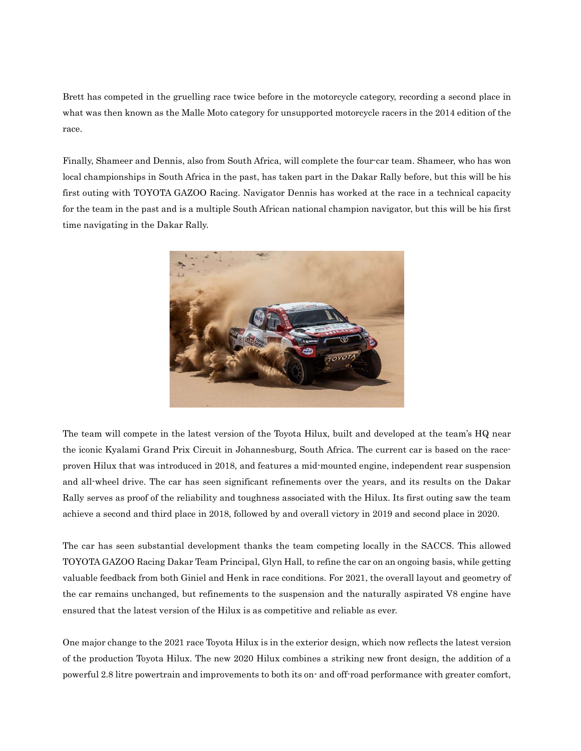Brett has competed in the gruelling race twice before in the motorcycle category, recording a second place in what was then known as the Malle Moto category for unsupported motorcycle racers in the 2014 edition of the race.

Finally, Shameer and Dennis, also from South Africa, will complete the four-car team. Shameer, who has won local championships in South Africa in the past, has taken part in the Dakar Rally before, but this will be his first outing with TOYOTA GAZOO Racing. Navigator Dennis has worked at the race in a technical capacity for the team in the past and is a multiple South African national champion navigator, but this will be his first time navigating in the Dakar Rally.

The team will compete in the latest version of the Toyota Hilux, built and developed at the team's HQ near the iconic Kyalami Grand Prix Circuit in Johannesburg, South Africa. The current car is based on the race-proven Hilux that was introduced in 2018, and features a mid-mounted engine, independent rear suspension and all-wheel drive. The car has seen significant refinements over the years, and its results on the Dakar Rally serves as proof of the reliability and toughness associated with the Hilux. Its first outing saw the team achieve a second and third place in 2018, followed by and overall victory in 2019 and second place in 2020.

The car has seen substantial development thanks the team competing locally in the SACCS. This allowed TOYOTA GAZOO Racing Dakar Team Principal, Glyn Hall, to refine the car on an ongoing basis, while getting valuable feedback from both Giniel and Henk in race conditions. For 2021, the overall layout and geometry of the car remains unchanged, but refinements to the suspension and the naturally aspirated V8 engine have ensured that the latest version of the Hilux is as competitive and reliable as ever.

One major change to the 2021 race Toyota Hilux is in the exterior design, which now reflects the latest version of the production Toyota Hilux. The new 2020 Hilux combines a striking new front design, the addition of a powerful 2.8 litre powertrain and improvements to both its on- and off-road performance with greater comfort,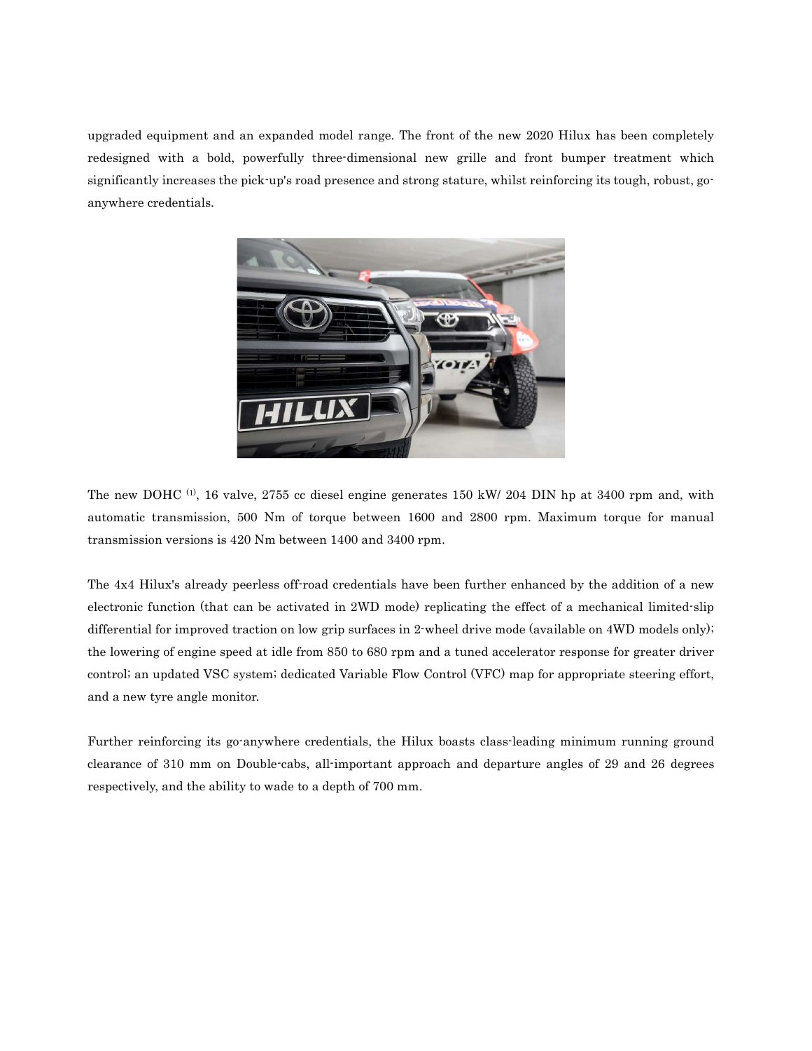upgraded equipment and an expanded model range. The front of the new 2020 Hilux has been completely redesigned with a bold, powerfully three-dimensional new grille and front bumper treatment which significantly increases the pick-up's road presence and strong stature, whilst reinforcing its tough, robust, go-anywhere credentials.

The new DOHC [(1)], 16 valve, 2755 cc diesel engine generates 150 kW/ 204 DIN hp at 3400 rpm and, with automatic transmission, 500 Nm of torque between 1600 and 2800 rpm. Maximum torque for manual transmission versions is 420 Nm between 1400 and 3400 rpm.

The 4x4 Hilux's already peerless off-road credentials have been further enhanced by the addition of a new electronic function (that can be activated in 2WD mode) replicating the effect of a mechanical limited-slip differential for improved traction on low grip surfaces in 2-wheel drive mode (available on 4WD models only); the lowering of engine speed at idle from 850 to 680 rpm and a tuned accelerator response for greater driver control; an updated VSC system; dedicated Variable Flow Control (VFC) map for appropriate steering effort, and a new tyre angle monitor.

Further reinforcing its go-anywhere credentials, the Hilux boasts class-leading minimum running ground clearance of 310 mm on Double-cabs, all-important approach and departure angles of 29 and 26 degrees respectively, and the ability to wade to a depth of 700 mm.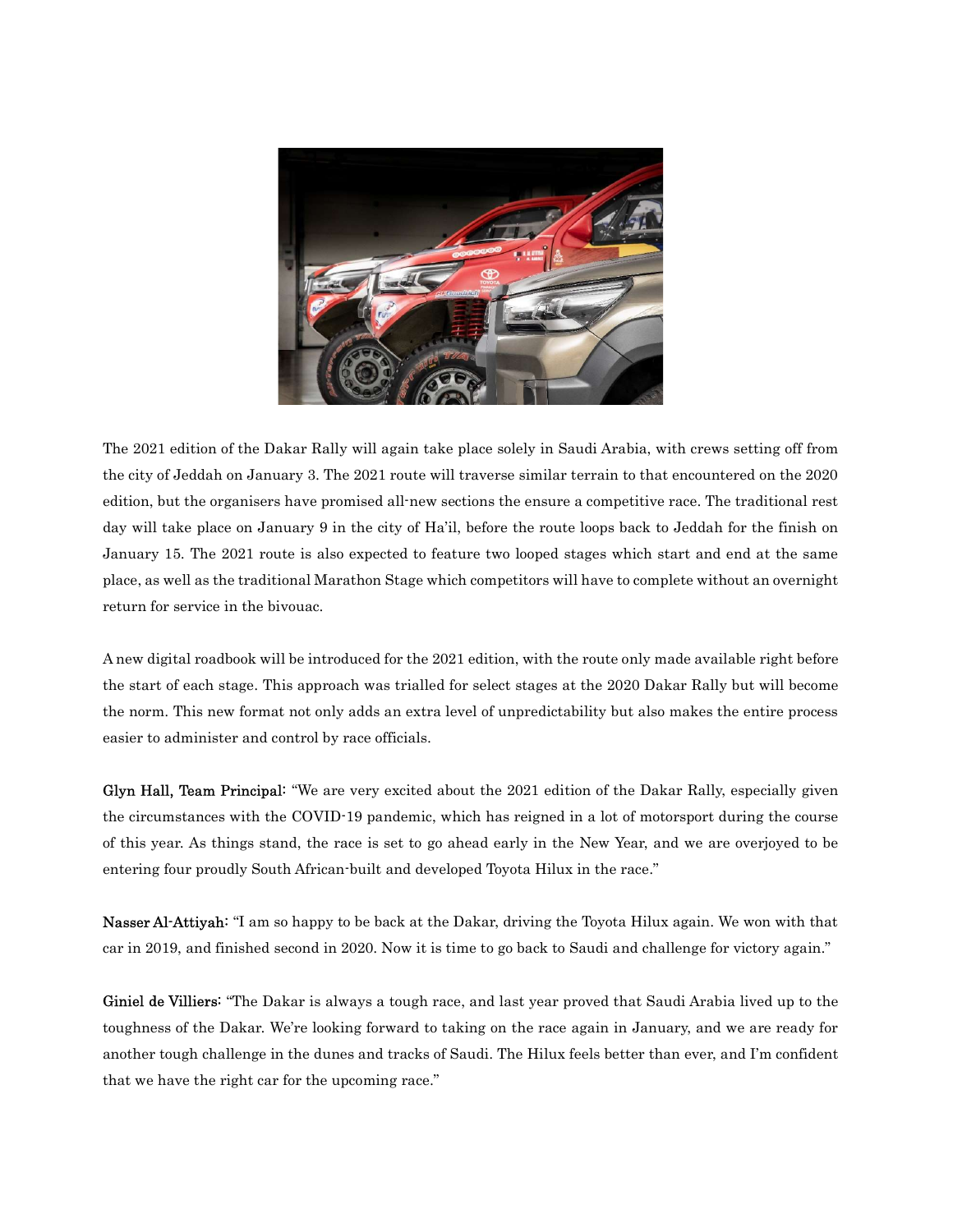The 2021 edition of the Dakar Rally will again take place solely in Saudi Arabia, with crews setting off from the city of Jeddah on January 3. The 2021 route will traverse similar terrain to that encountered on the 2020 edition, but the organisers have promised all-new sections the ensure a competitive race. The traditional rest day will take place on January 9 in the city of Ha'il, before the route loops back to Jeddah for the finish on January 15. The 2021 route is also expected to feature two looped stages which start and end at the same place, as well as the traditional Marathon Stage which competitors will have to complete without an overnight return for service in the bivouac.

A new digital roadbook will be introduced for the 2021 edition, with the route only made available right before the start of each stage. This approach was trialled for select stages at the 2020 Dakar Rally but will become the norm. This new format not only adds an extra level of unpredictability but also makes the entire process easier to administer and control by race officials.

**Glyn Hall, Team Principal:** "We are very excited about the 2021 edition of the Dakar Rally, especially given the circumstances with the COVID-19 pandemic, which has reigned in a lot of motorsport during the course of this year. As things stand, the race is set to go ahead early in the New Year, and we are overjoyed to be entering four proudly South African-built and developed Toyota Hilux in the race."

**Nasser Al-Attiyah:** "I am so happy to be back at the Dakar, driving the Toyota Hilux again. We won with that car in 2019, and finished second in 2020. Now it is time to go back to Saudi and challenge for victory again."

**Giniel de Villiers:** "The Dakar is always a tough race, and last year proved that Saudi Arabia lived up to the toughness of the Dakar. We're looking forward to taking on the race again in January, and we are ready for another tough challenge in the dunes and tracks of Saudi. The Hilux feels better than ever, and I'm confident that we have the right car for the upcoming race."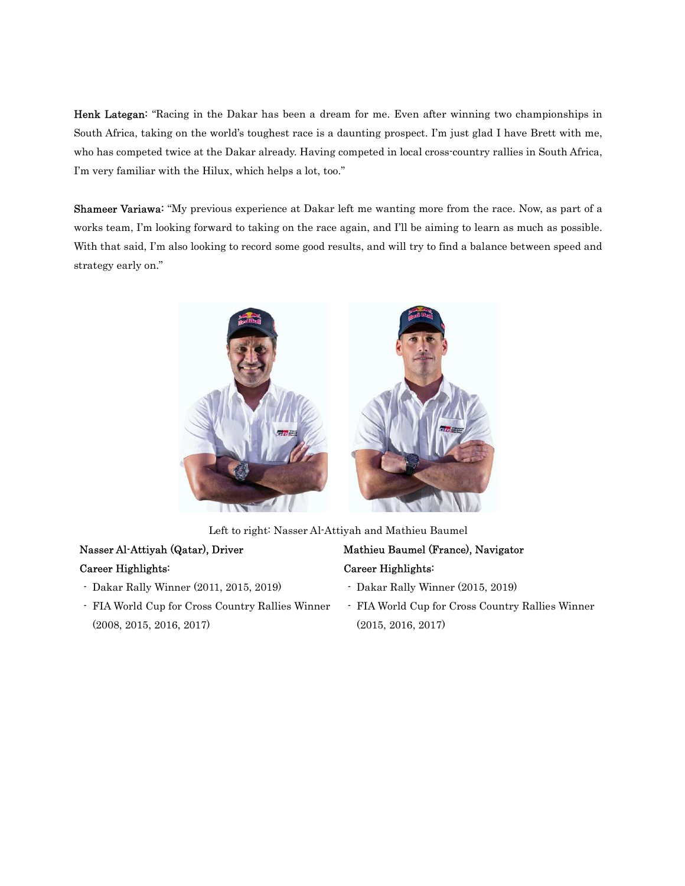**Henk Lategan:** "Racing in the Dakar has been a dream for me. Even after winning two championships in South Africa, taking on the world's toughest race is a daunting prospect. I'm just glad I have Brett with me, who has competed twice at the Dakar already. Having competed in local cross-country rallies in South Africa, I'm very familiar with the Hilux, which helps a lot, too."

**Shameer Variawa:** "My previous experience at Dakar left me wanting more from the race. Now, as part of a works team, I'm looking forward to taking on the race again, and I'll be aiming to learn as much as possible. With that said, I'm also looking to record some good results, and will try to find a balance between speed and strategy early on."

Left to right: Nasser Al-Attiyah and Mathieu Baumel

**Nasser Al-Attiyah (Qatar), Driver**

**Career Highlights:**

- Dakar Rally Winner (2011, 2015, 2019)
- FIA World Cup for Cross Country Rallies Winner (2008, 2015, 2016, 2017)

**Mathieu Baumel (France), Navigator**

**Career Highlights:**

- Dakar Rally Winner (2015, 2019)
- FIA World Cup for Cross Country Rallies Winner (2015, 2016, 2017)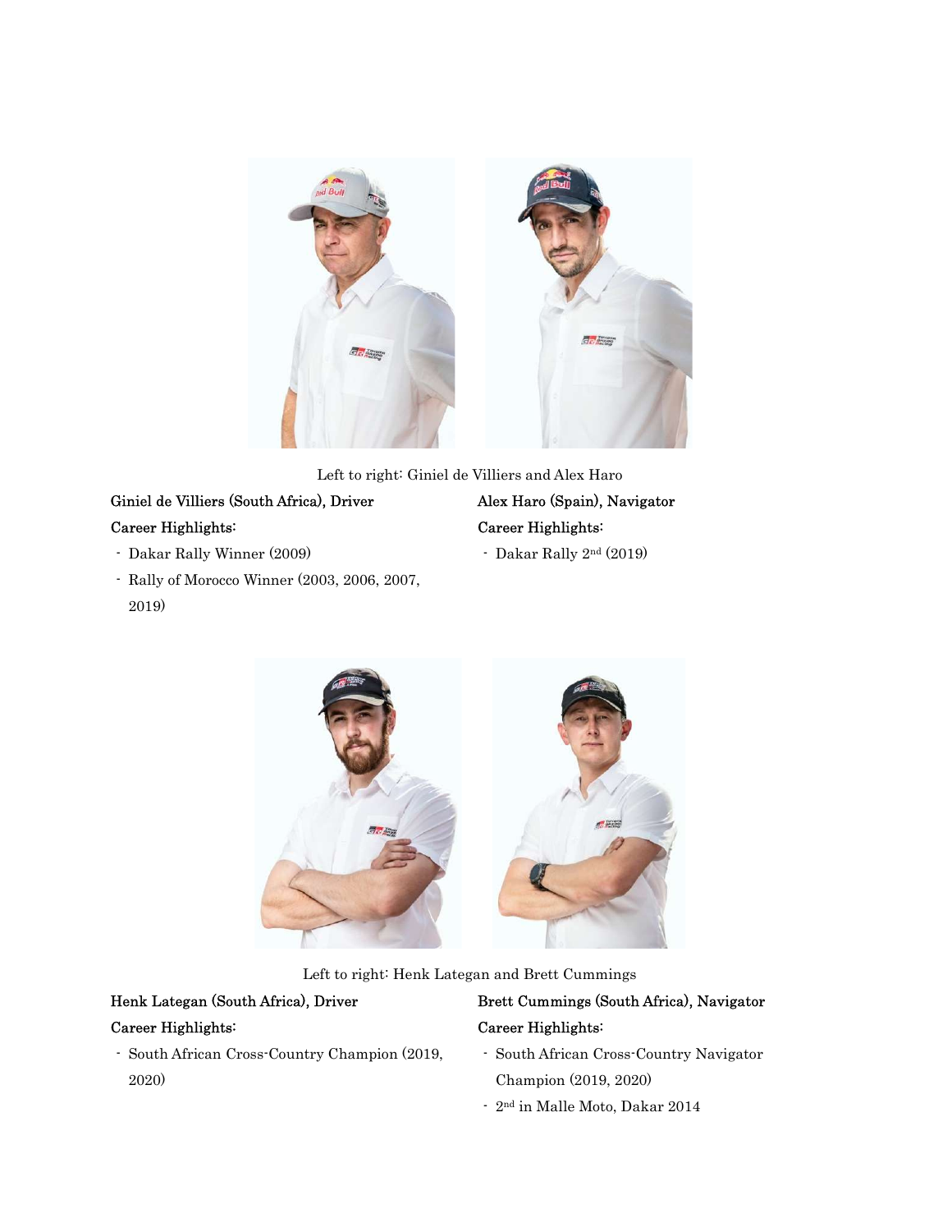Left to right: Giniel de Villiers and Alex Haro

**Giniel de Villiers (South Africa), Driver**

**Career Highlights:**

- Dakar Rally Winner (2009)
- Rally of Morocco Winner (2003, 2006, 2007, 2019)

**Alex Haro (Spain), Navigator**

**Career Highlights:**

- Dakar Rally 2nd (2019)

Left to right: Henk Lategan and Brett Cummings

**Henk Lategan (South Africa), Driver**

**Career Highlights:**

- South African Cross-Country Champion (2019, 2020)

**Brett Cummings (South Africa), Navigator**

**Career Highlights:**

- South African Cross-Country Navigator Champion (2019, 2020)
- 2nd in Malle Moto, Dakar 2014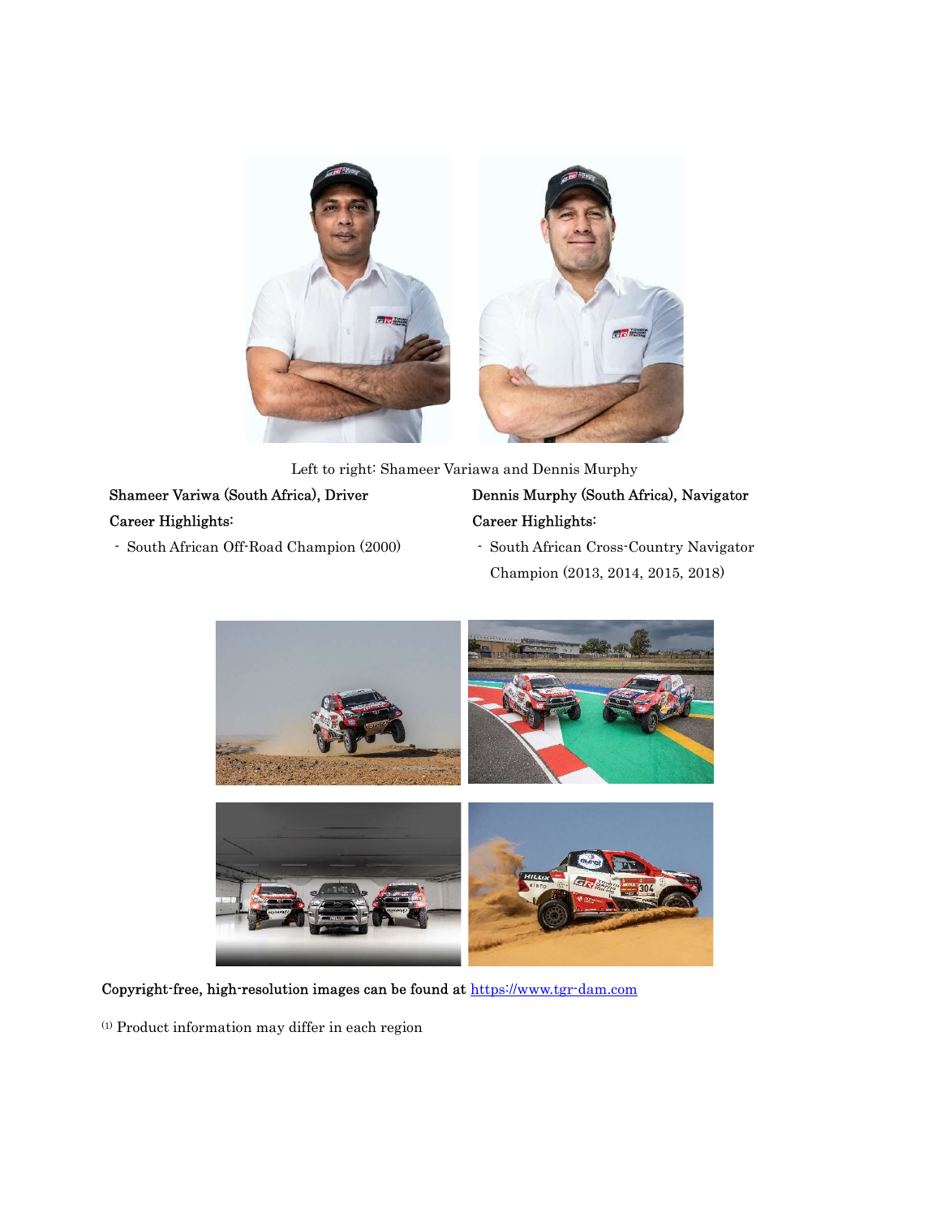Left to right: Shameer Variawa and Dennis Murphy

**Shameer Variwa (South Africa), Driver**

**Career Highlights:**

- South African Off-Road Champion (2000)

**Dennis Murphy (South Africa), Navigator**

**Career Highlights:**

- South African Cross-Country Navigator Champion (2013, 2014, 2015, 2018)

**Copyright-free, high-resolution images can be found at** https://www.tgr-dam.com

[1] Product information may differ in each region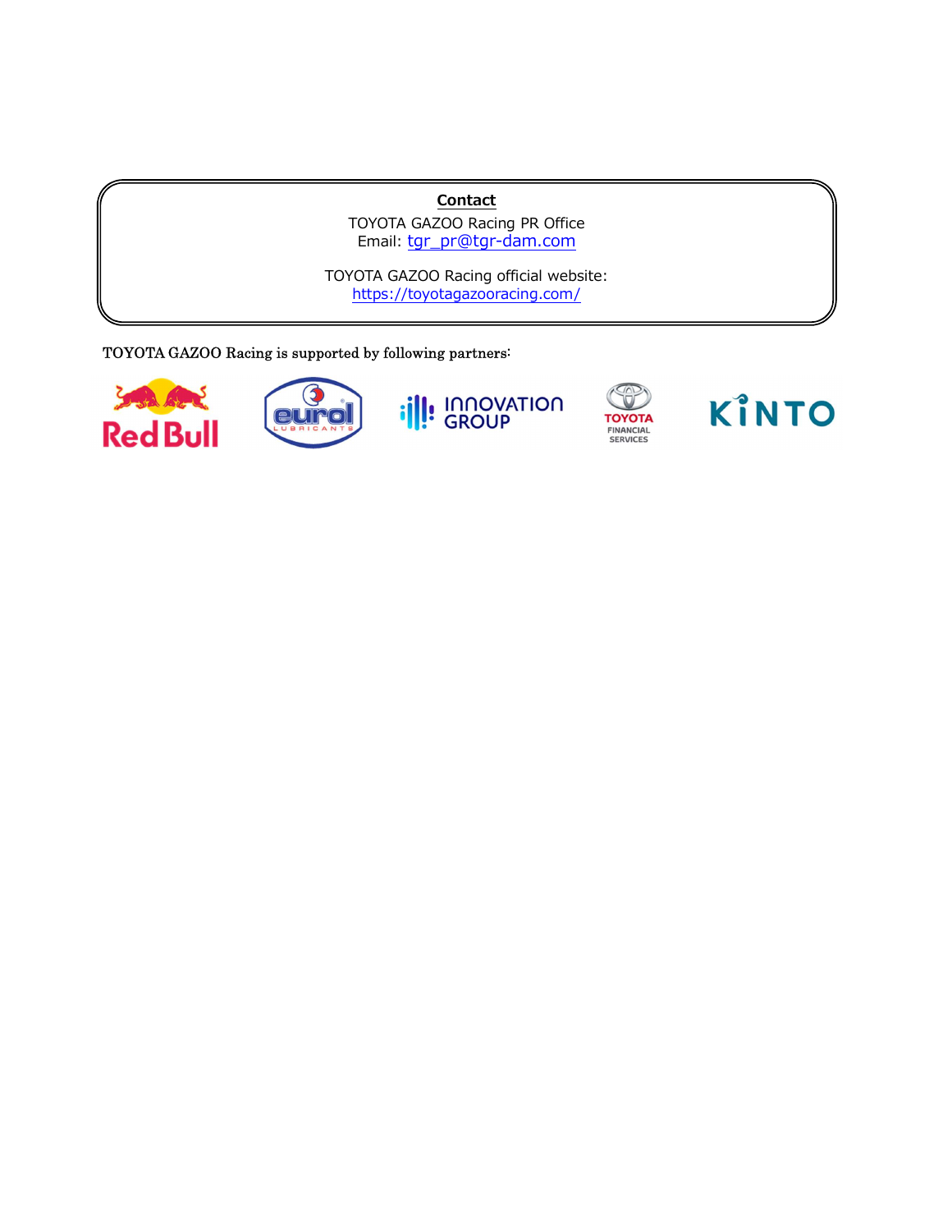**Contact**

TOYOTA GAZOO Racing PR Office
Email: tgr_pr@tgr-dam.com

TOYOTA GAZOO Racing official website:
https://toyotagazooracing.com/

TOYOTA GAZOO Racing is supported by following partners: